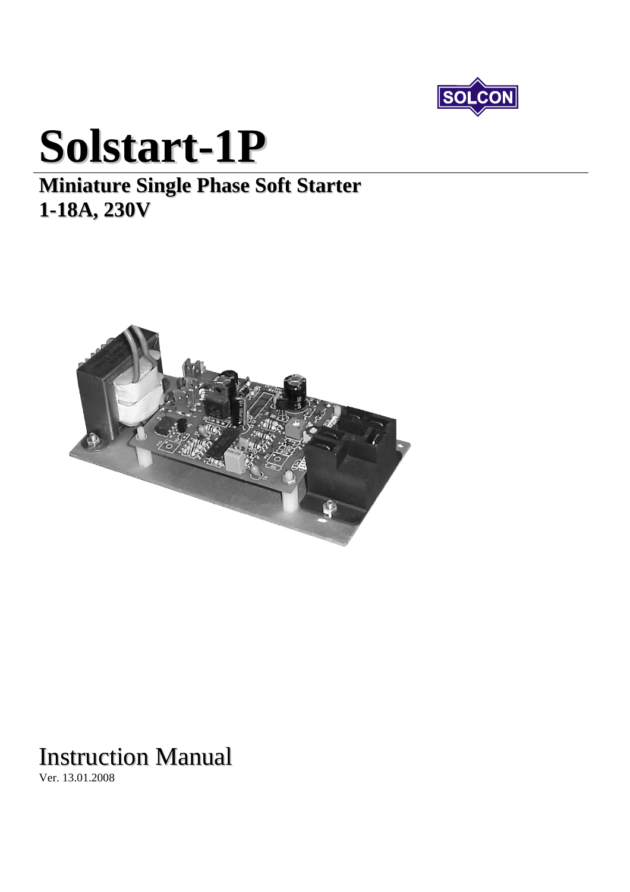SOLCON

# Solstart-1P

## Miniature Single Phase Soft Starter
## 1-18A, 230V

Instruction Manual

Ver. 13.01.2008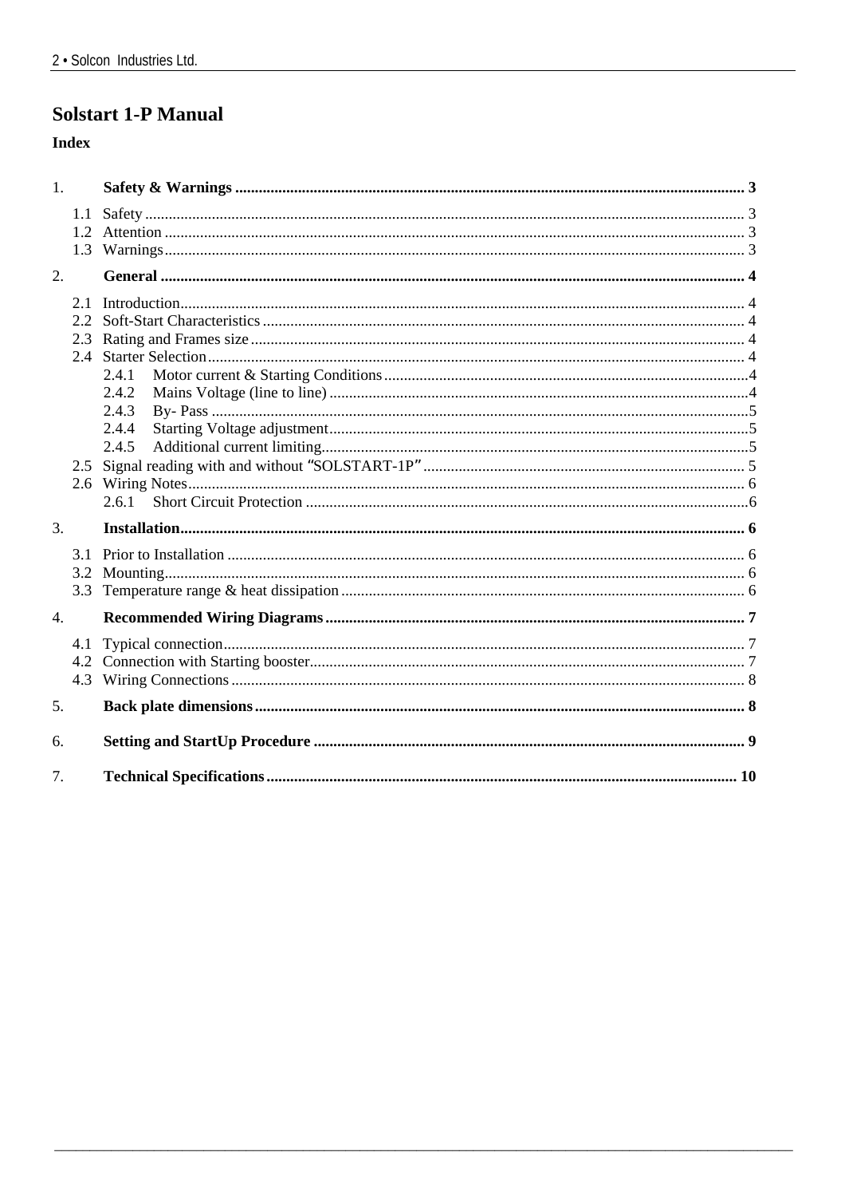# Solstart 1-P Manual

## Index

1. **Safety & Warnings** ........................................ 3
   - 1.1 Safety ........................................ 3
   - 1.2 Attention ........................................ 3
   - 1.3 Warnings ........................................ 3
2. **General** ........................................ 4
   - 2.1 Introduction ........................................ 4
   - 2.2 Soft-Start Characteristics ........................................ 4
   - 2.3 Rating and Frames size ........................................ 4
   - 2.4 Starter Selection ........................................ 4
     - 2.4.1 Motor current & Starting Conditions ........................................ 4
     - 2.4.2 Mains Voltage (line to line) ........................................ 4
     - 2.4.3 By- Pass ........................................ 5
     - 2.4.4 Starting Voltage adjustment ........................................ 5
     - 2.4.5 Additional current limiting ........................................ 5
   - 2.5 Signal reading with and without "SOLSTART-1P" ........................................ 5
   - 2.6 Wiring Notes ........................................ 6
     - 2.6.1 Short Circuit Protection ........................................ 6
3. **Installation** ........................................ 6
   - 3.1 Prior to Installation ........................................ 6
   - 3.2 Mounting ........................................ 6
   - 3.3 Temperature range & heat dissipation ........................................ 6
4. **Recommended Wiring Diagrams** ........................................ 7
   - 4.1 Typical connection ........................................ 7
   - 4.2 Connection with Starting booster ........................................ 7
   - 4.3 Wiring Connections ........................................ 8
5. **Back plate dimensions** ........................................ 8
6. **Setting and StartUp Procedure** ........................................ 9
7. **Technical Specifications** ........................................ 10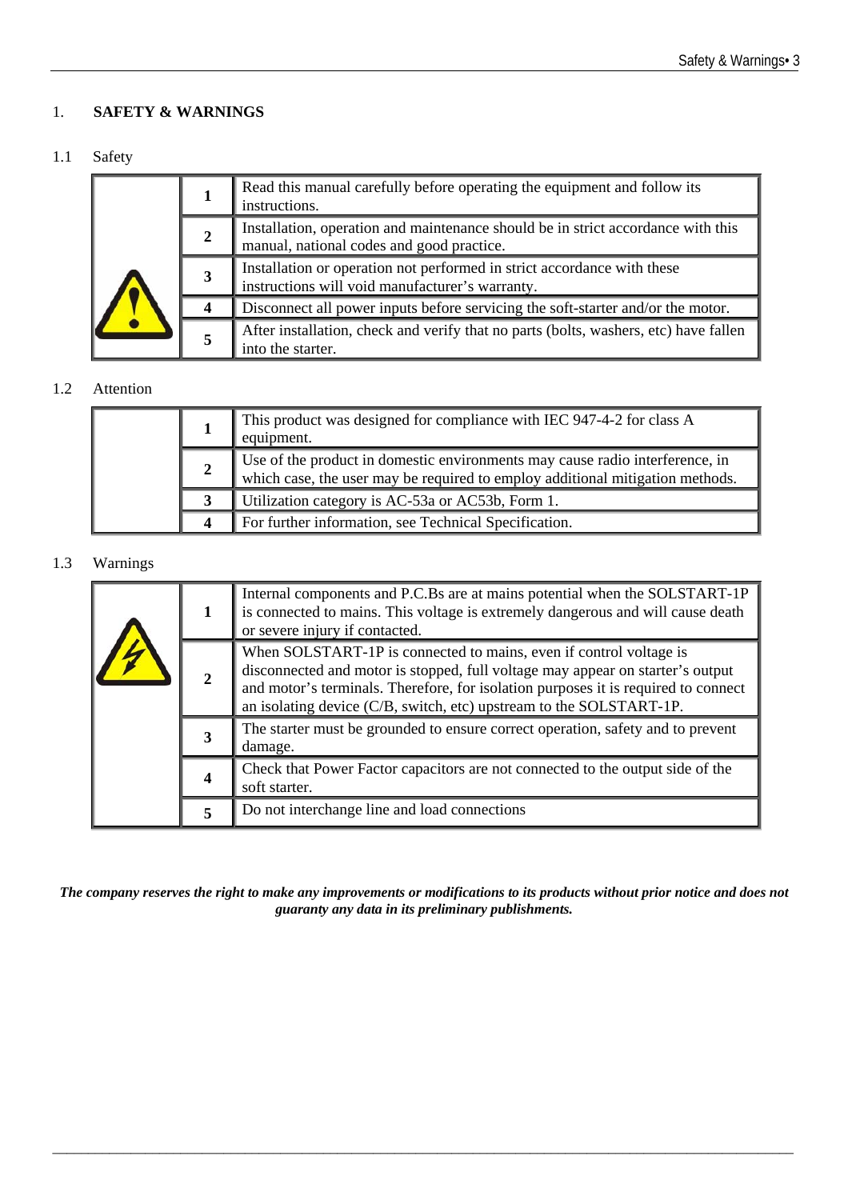# 1. SAFETY & WARNINGS

## 1.1 Safety

| | | |
|---|---|---|
| | **1** | Read this manual carefully before operating the equipment and follow its instructions. |
| | **2** | Installation, operation and maintenance should be in strict accordance with this manual, national codes and good practice. |
| | **3** | Installation or operation not performed in strict accordance with these instructions will void manufacturer's warranty. |
| | **4** | Disconnect all power inputs before servicing the soft-starter and/or the motor. |
| | **5** | After installation, check and verify that no parts (bolts, washers, etc) have fallen into the starter. |

## 1.2 Attention

| | | |
|---|---|---|
| | **1** | This product was designed for compliance with IEC 947-4-2 for class A equipment. |
| | **2** | Use of the product in domestic environments may cause radio interference, in which case, the user may be required to employ additional mitigation methods. |
| | **3** | Utilization category is AC-53a or AC53b, Form 1. |
| | **4** | For further information, see Technical Specification. |

## 1.3 Warnings

| | | |
|---|---|---|
| | **1** | Internal components and P.C.Bs are at mains potential when the SOLSTART-1P is connected to mains. This voltage is extremely dangerous and will cause death or severe injury if contacted. |
| | **2** | When SOLSTART-1P is connected to mains, even if control voltage is disconnected and motor is stopped, full voltage may appear on starter's output and motor's terminals. Therefore, for isolation purposes it is required to connect an isolating device (C/B, switch, etc) upstream to the SOLSTART-1P. |
| | **3** | The starter must be grounded to ensure correct operation, safety and to prevent damage. |
| | **4** | Check that Power Factor capacitors are not connected to the output side of the soft starter. |
| | **5** | Do not interchange line and load connections |

***The company reserves the right to make any improvements or modifications to its products without prior notice and does not guaranty any data in its preliminary publishments.***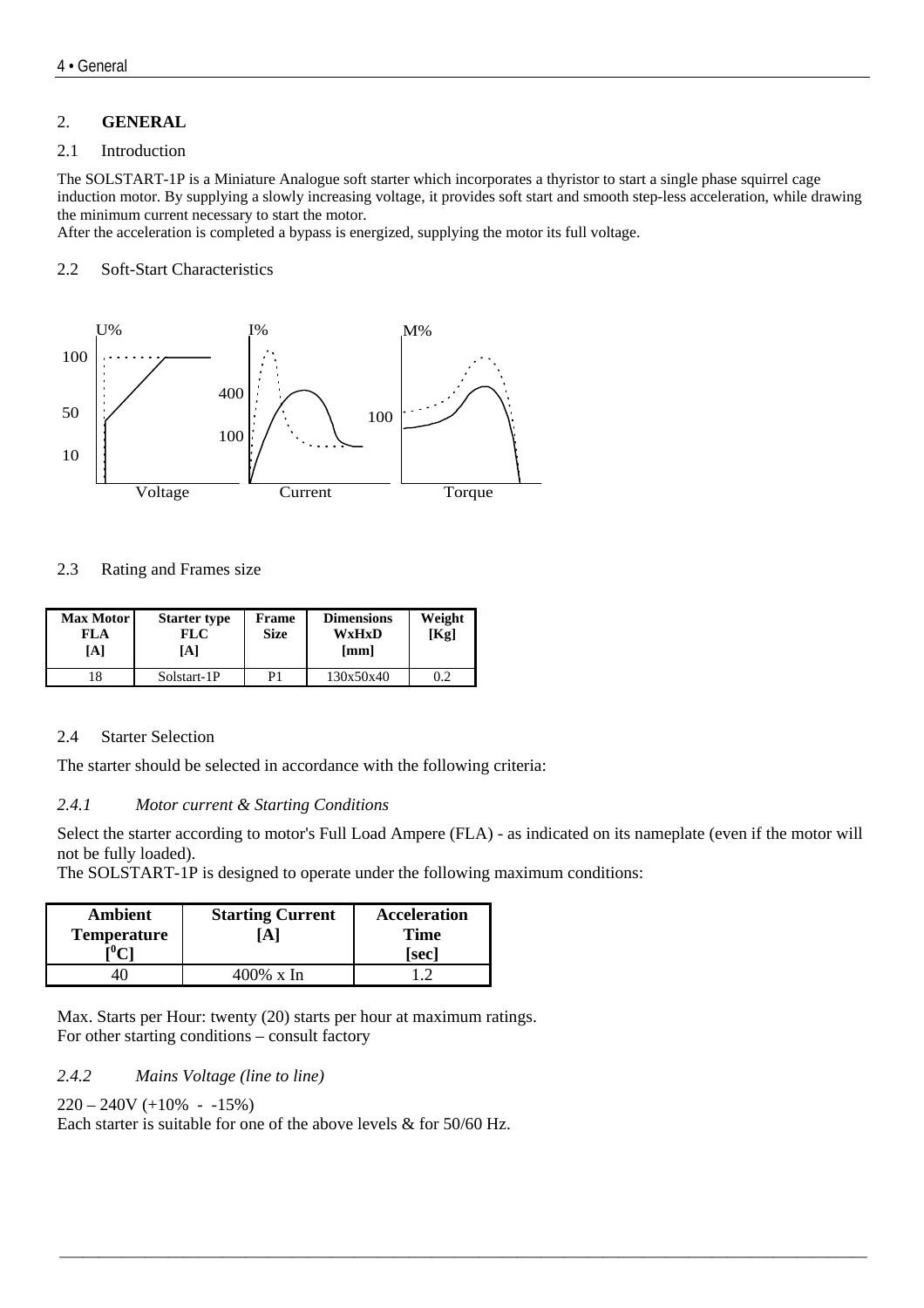# 2. GENERAL

## 2.1 Introduction

The SOLSTART-1P is a Miniature Analogue soft starter which incorporates a thyristor to start a single phase squirrel cage induction motor. By supplying a slowly increasing voltage, it provides soft start and smooth step-less acceleration, while drawing the minimum current necessary to start the motor.
After the acceleration is completed a bypass is energized, supplying the motor its full voltage.

## 2.2 Soft-Start Characteristics

U% 100 50 10 Voltage

I% 400 100 Current

M% 100 Torque

## 2.3 Rating and Frames size

| Max Motor FLA [A] | Starter type FLC [A] | Frame Size | Dimensions WxHxD [mm] | Weight [Kg] |
|---|---|---|---|---|
| 18 | Solstart-1P | P1 | 130x50x40 | 0.2 |

## 2.4 Starter Selection

The starter should be selected in accordance with the following criteria:

### *2.4.1 Motor current & Starting Conditions*

Select the starter according to motor's Full Load Ampere (FLA) - as indicated on its nameplate (even if the motor will not be fully loaded).
The SOLSTART-1P is designed to operate under the following maximum conditions:

| Ambient Temperature [$^0$C] | Starting Current [A] | Acceleration Time [sec] |
|---|---|---|
| 40 | 400% x In | 1.2 |

Max. Starts per Hour: twenty (20) starts per hour at maximum ratings.
For other starting conditions – consult factory

### *2.4.2 Mains Voltage (line to line)*

220 – 240V (+10% - -15%)
Each starter is suitable for one of the above levels & for 50/60 Hz.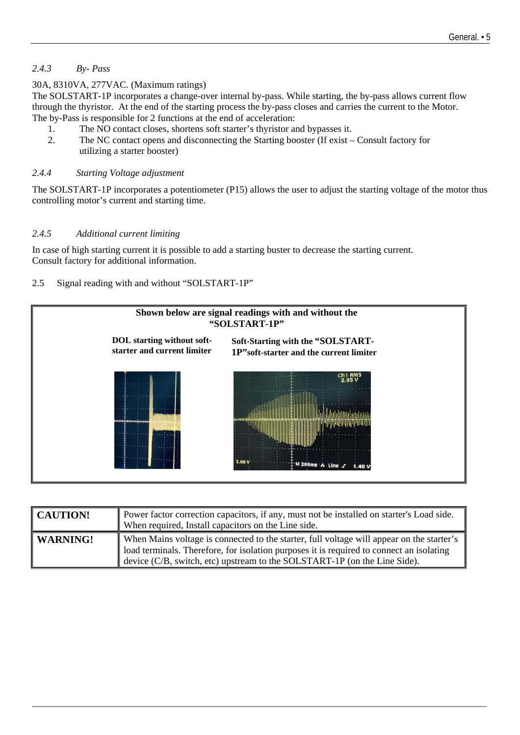### *2.4.3 By- Pass*

30A, 8310VA, 277VAC. (Maximum ratings)

The SOLSTART-1P incorporates a change-over internal by-pass. While starting, the by-pass allows current flow through the thyristor. At the end of the starting process the by-pass closes and carries the current to the Motor. The by-Pass is responsible for 2 functions at the end of acceleration:

1. The NO contact closes, shortens soft starter's thyristor and bypasses it.
2. The NC contact opens and disconnecting the Starting booster (If exist – Consult factory for utilizing a starter booster)

### *2.4.4 Starting Voltage adjustment*

The SOLSTART-1P incorporates a potentiometer (P15) allows the user to adjust the starting voltage of the motor thus controlling motor's current and starting time.

### *2.4.5 Additional current limiting*

In case of high starting current it is possible to add a starting buster to decrease the starting current. Consult factory for additional information.

## 2.5 Signal reading with and without "SOLSTART-1P"

**Shown below are signal readings with and without the "SOLSTART-1P"**

| **DOL starting without soft-starter and current limiter** | **Soft-Starting with the "SOLSTART-1P" soft-starter and the current limiter** |
|---|---|

| **CAUTION!** | Power factor correction capacitors, if any, must not be installed on starter's Load side. When required, Install capacitors on the Line side. |
|---|---|
| **WARNING!** | When Mains voltage is connected to the starter, full voltage will appear on the starter's load terminals. Therefore, for isolation purposes it is required to connect an isolating device (C/B, switch, etc) upstream to the SOLSTART-1P (on the Line Side). |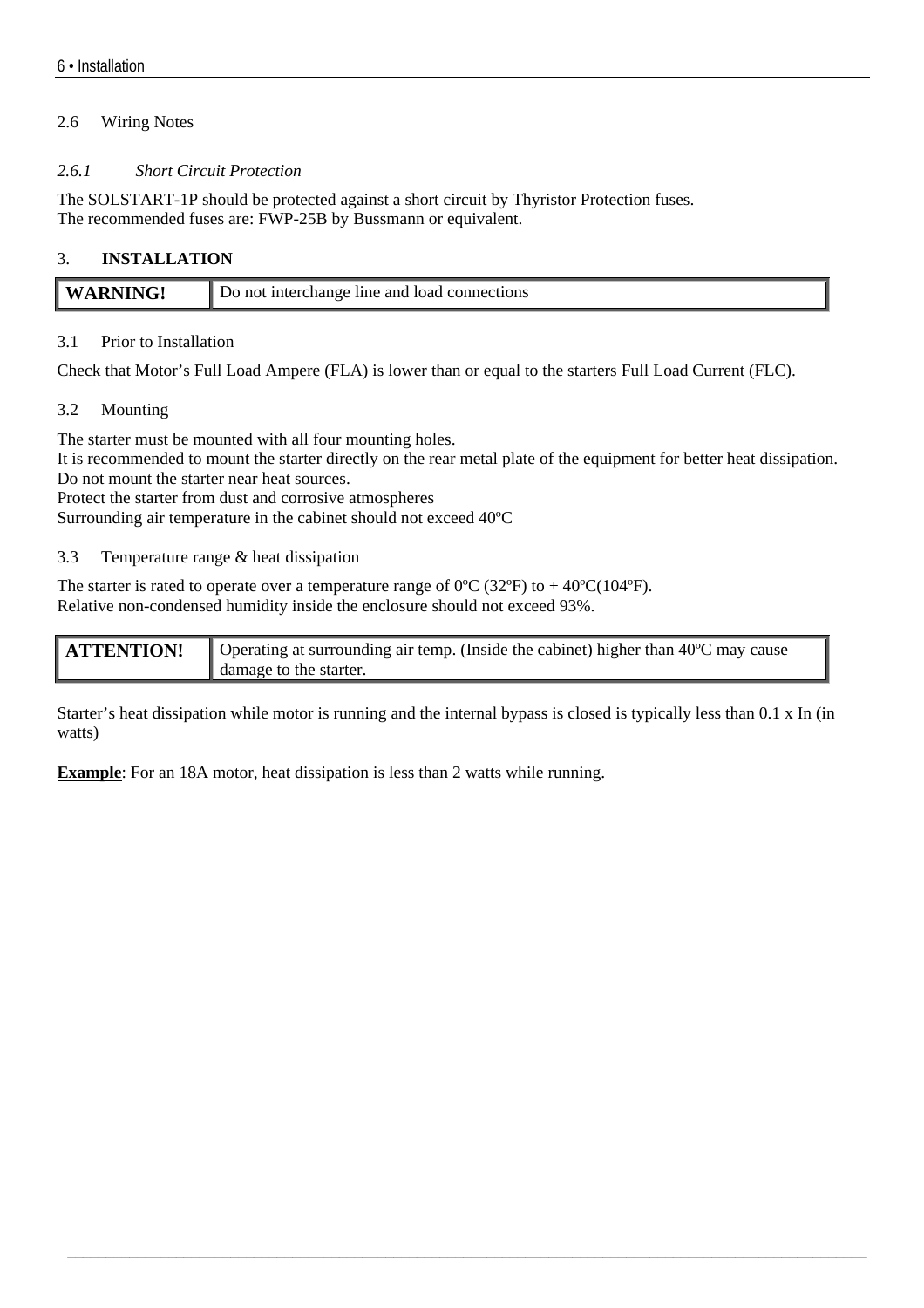## 2.6 Wiring Notes

### *2.6.1 Short Circuit Protection*

The SOLSTART-1P should be protected against a short circuit by Thyristor Protection fuses.
The recommended fuses are: FWP-25B by Bussmann or equivalent.

# 3. INSTALLATION

| **WARNING!** | Do not interchange line and load connections |
|---|---|

## 3.1 Prior to Installation

Check that Motor's Full Load Ampere (FLA) is lower than or equal to the starters Full Load Current (FLC).

## 3.2 Mounting

The starter must be mounted with all four mounting holes.
It is recommended to mount the starter directly on the rear metal plate of the equipment for better heat dissipation.
Do not mount the starter near heat sources.
Protect the starter from dust and corrosive atmospheres
Surrounding air temperature in the cabinet should not exceed 40ºC

## 3.3 Temperature range & heat dissipation

The starter is rated to operate over a temperature range of 0ºC (32ºF) to + 40ºC(104ºF).
Relative non-condensed humidity inside the enclosure should not exceed 93%.

| **ATTENTION!** | Operating at surrounding air temp. (Inside the cabinet) higher than 40ºC may cause damage to the starter. |
|---|---|

Starter's heat dissipation while motor is running and the internal bypass is closed is typically less than 0.1 x In (in watts)

**Example**: For an 18A motor, heat dissipation is less than 2 watts while running.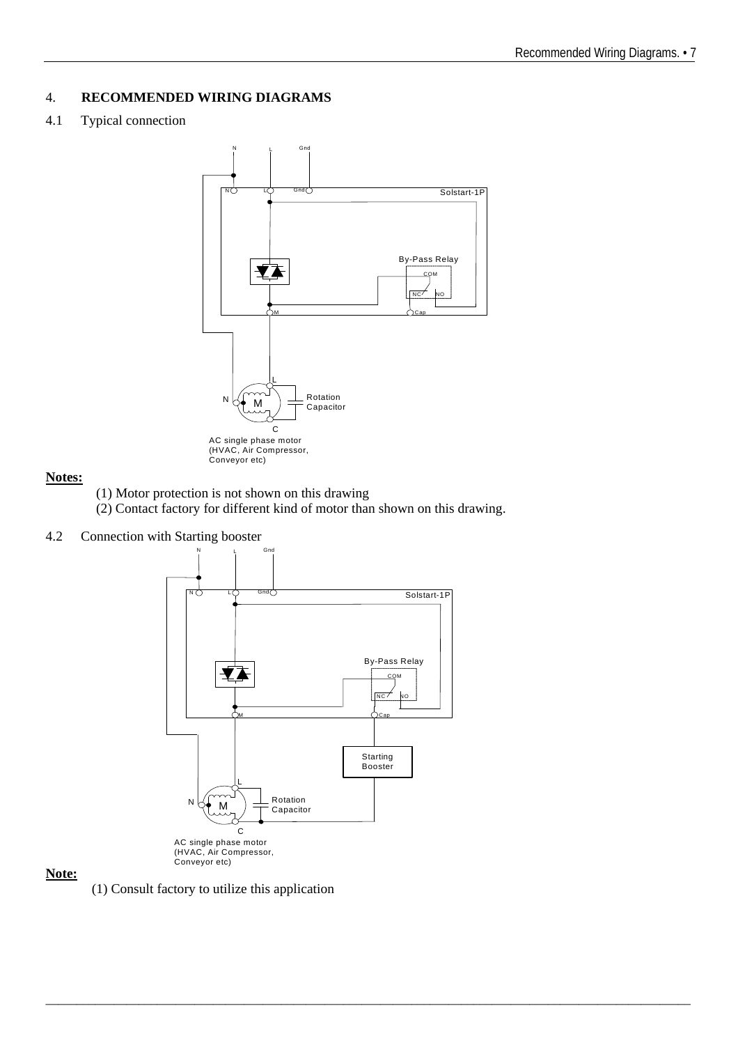# 4. RECOMMENDED WIRING DIAGRAMS

## 4.1 Typical connection

N L Gnd

N L Gnd Solstart-1P

By-Pass Relay

COM

NC NO

M Cap

L

N M Rotation Capacitor

C

AC single phase motor (HVAC, Air Compressor, Conveyor etc)

**Notes:**

(1) Motor protection is not shown on this drawing
(2) Contact factory for different kind of motor than shown on this drawing.

## 4.2 Connection with Starting booster

N L Gnd

N L Gnd Solstart-1P

By-Pass Relay

COM

NC NO

M Cap

Starting Booster

L

N M Rotation Capacitor

C

AC single phase motor (HVAC, Air Compressor, Conveyor etc)

**Note:**

(1) Consult factory to utilize this application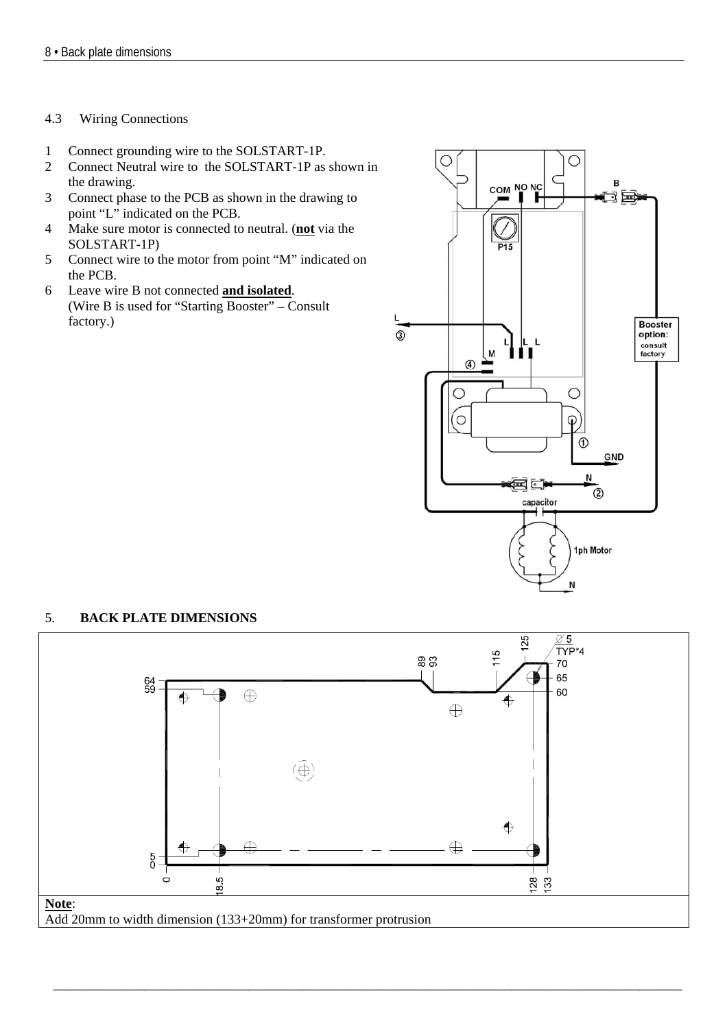### 4.3 Wiring Connections

1. Connect grounding wire to the SOLSTART-1P.
2. Connect Neutral wire to the SOLSTART-1P as shown in the drawing.
3. Connect phase to the PCB as shown in the drawing to point "L" indicated on the PCB.
4. Make sure motor is connected to neutral. (**not** via the SOLSTART-1P)
5. Connect wire to the motor from point "M" indicated on the PCB.
6. Leave wire B not connected **and isolated**.
   (Wire B is used for "Starting Booster" – Consult factory.)

## 5. BACK PLATE DIMENSIONS

**Note**:
Add 20mm to width dimension (133+20mm) for transformer protrusion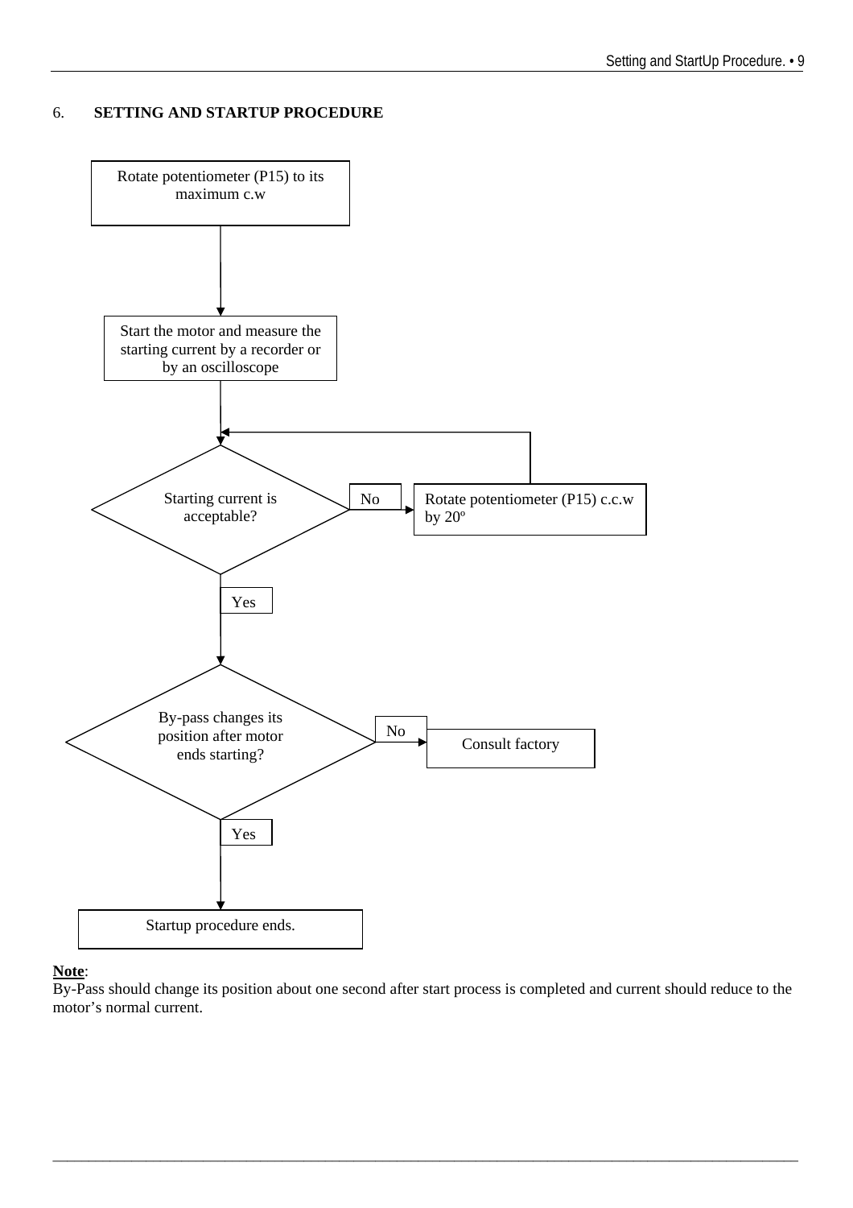## 6. SETTING AND STARTUP PROCEDURE

Rotate potentiometer (P15) to its maximum c.w

Start the motor and measure the starting current by a recorder or by an oscilloscope

Starting current is acceptable?

No

Rotate potentiometer (P15) c.c.w by 20º

Yes

By-pass changes its position after motor ends starting?

No

Consult factory

Yes

Startup procedure ends.

**Note**:
By-Pass should change its position about one second after start process is completed and current should reduce to the motor's normal current.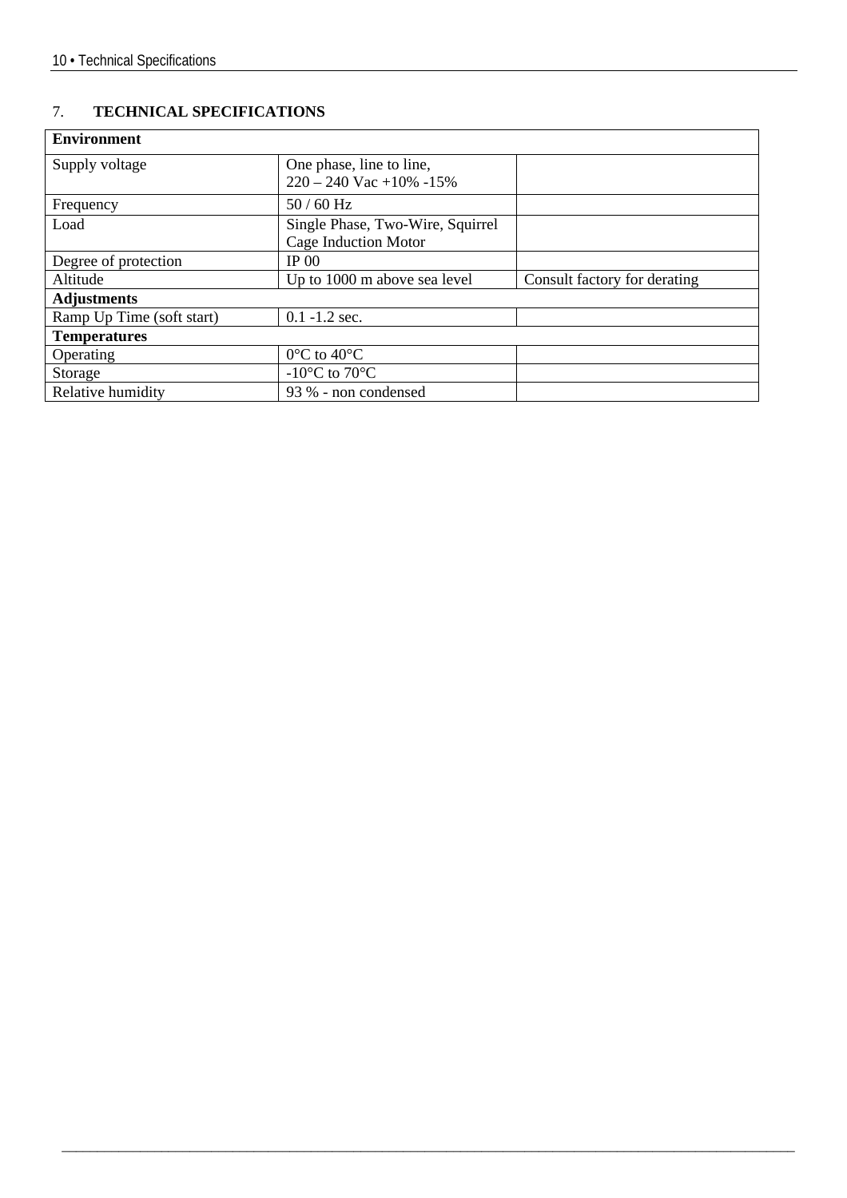## 7. TECHNICAL SPECIFICATIONS

| | | |
|---|---|---|
| **Environment** | | |
| Supply voltage | One phase, line to line, 220 – 240 Vac +10% -15% | |
| Frequency | 50 / 60 Hz | |
| Load | Single Phase, Two-Wire, Squirrel Cage Induction Motor | |
| Degree of protection | IP 00 | |
| Altitude | Up to 1000 m above sea level | Consult factory for derating |
| **Adjustments** | | |
| Ramp Up Time (soft start) | 0.1 -1.2 sec. | |
| **Temperatures** | | |
| Operating | 0°C to 40°C | |
| Storage | -10°C to 70°C | |
| Relative humidity | 93 % - non condensed | |